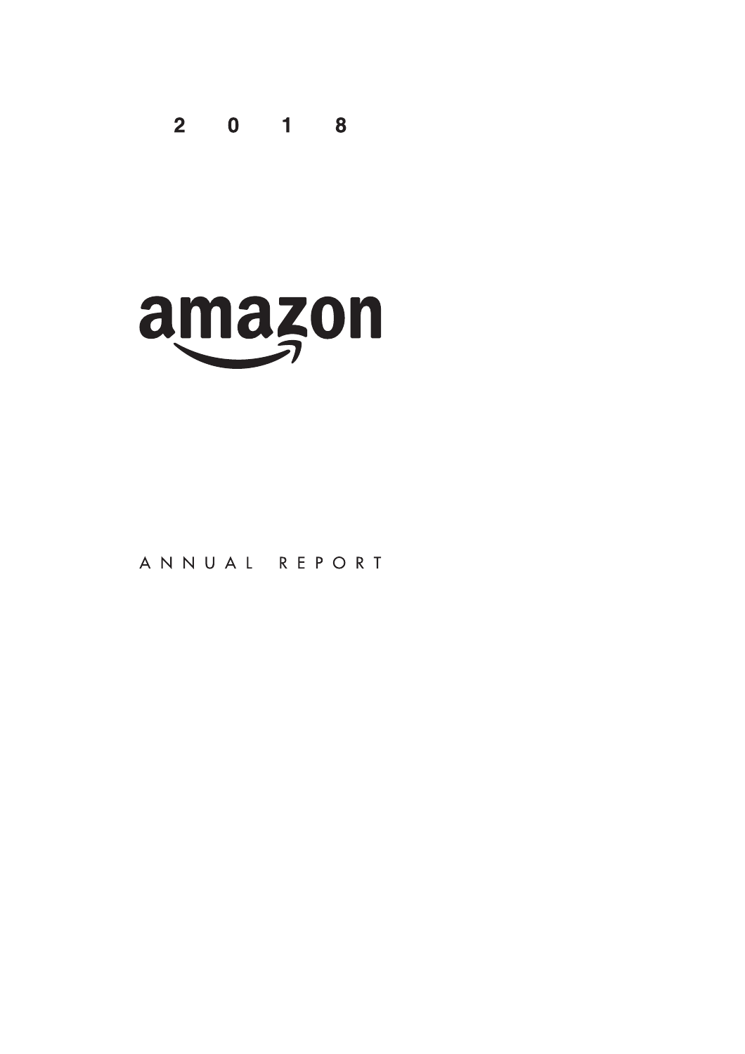2018

# amazon

ANNUAL REPORT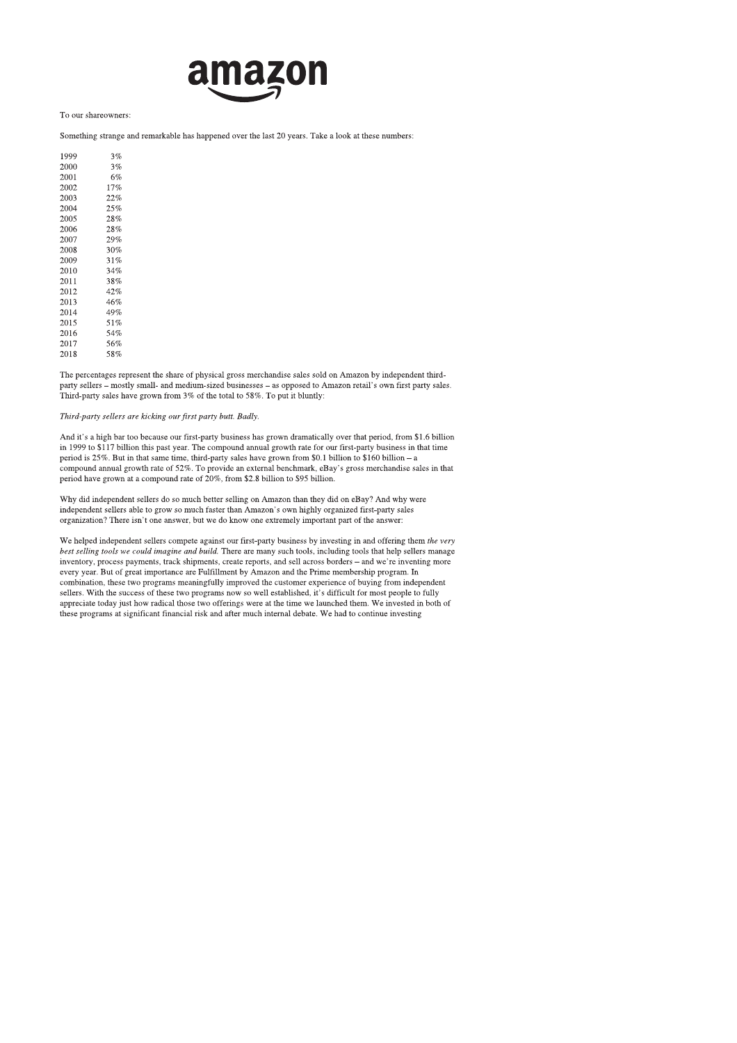To our shareowners:

Something strange and remarkable has happened over the last 20 years. Take a look at these numbers:

| | |
|---|---|
| 1999 | 3% |
| 2000 | 3% |
| 2001 | 6% |
| 2002 | 17% |
| 2003 | 22% |
| 2004 | 25% |
| 2005 | 28% |
| 2006 | 28% |
| 2007 | 29% |
| 2008 | 30% |
| 2009 | 31% |
| 2010 | 34% |
| 2011 | 38% |
| 2012 | 42% |
| 2013 | 46% |
| 2014 | 49% |
| 2015 | 51% |
| 2016 | 54% |
| 2017 | 56% |
| 2018 | 58% |

The percentages represent the share of physical gross merchandise sales sold on Amazon by independent third-party sellers – mostly small- and medium-sized businesses – as opposed to Amazon retail's own first party sales. Third-party sales have grown from 3% of the total to 58%. To put it bluntly:

*Third-party sellers are kicking our first party butt. Badly.*

And it's a high bar too because our first-party business has grown dramatically over that period, from $1.6 billion in 1999 to $117 billion this past year. The compound annual growth rate for our first-party business in that time period is 25%. But in that same time, third-party sales have grown from $0.1 billion to $160 billion – a compound annual growth rate of 52%. To provide an external benchmark, eBay's gross merchandise sales in that period have grown at a compound rate of 20%, from $2.8 billion to $95 billion.

Why did independent sellers do so much better selling on Amazon than they did on eBay? And why were independent sellers able to grow so much faster than Amazon's own highly organized first-party sales organization? There isn't one answer, but we do know one extremely important part of the answer:

We helped independent sellers compete against our first-party business by investing in and offering them *the very best selling tools we could imagine and build.* There are many such tools, including tools that help sellers manage inventory, process payments, track shipments, create reports, and sell across borders – and we're inventing more every year. But of great importance are Fulfillment by Amazon and the Prime membership program. In combination, these two programs meaningfully improved the customer experience of buying from independent sellers. With the success of these two programs now so well established, it's difficult for most people to fully appreciate today just how radical those two offerings were at the time we launched them. We invested in both of these programs at significant financial risk and after much internal debate. We had to continue investing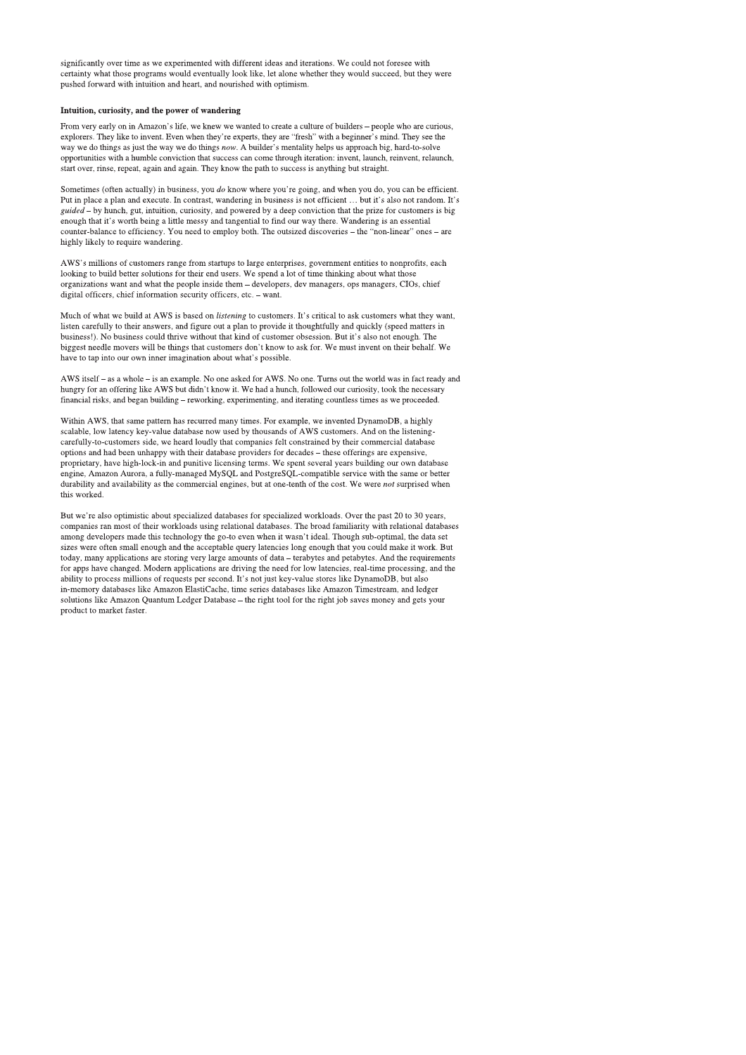significantly over time as we experimented with different ideas and iterations. We could not foresee with certainty what those programs would eventually look like, let alone whether they would succeed, but they were pushed forward with intuition and heart, and nourished with optimism.

**Intuition, curiosity, and the power of wandering**

From very early on in Amazon's life, we knew we wanted to create a culture of builders – people who are curious, explorers. They like to invent. Even when they're experts, they are "fresh" with a beginner's mind. They see the way we do things as just the way we do things *now*. A builder's mentality helps us approach big, hard-to-solve opportunities with a humble conviction that success can come through iteration: invent, launch, reinvent, relaunch, start over, rinse, repeat, again and again. They know the path to success is anything but straight.

Sometimes (often actually) in business, you *do* know where you're going, and when you do, you can be efficient. Put in place a plan and execute. In contrast, wandering in business is not efficient … but it's also not random. It's *guided* – by hunch, gut, intuition, curiosity, and powered by a deep conviction that the prize for customers is big enough that it's worth being a little messy and tangential to find our way there. Wandering is an essential counter-balance to efficiency. You need to employ both. The outsized discoveries – the "non-linear" ones – are highly likely to require wandering.

AWS's millions of customers range from startups to large enterprises, government entities to nonprofits, each looking to build better solutions for their end users. We spend a lot of time thinking about what those organizations want and what the people inside them – developers, dev managers, ops managers, CIOs, chief digital officers, chief information security officers, etc. – want.

Much of what we build at AWS is based on *listening* to customers. It's critical to ask customers what they want, listen carefully to their answers, and figure out a plan to provide it thoughtfully and quickly (speed matters in business!). No business could thrive without that kind of customer obsession. But it's also not enough. The biggest needle movers will be things that customers don't know to ask for. We must invent on their behalf. We have to tap into our own inner imagination about what's possible.

AWS itself – as a whole – is an example. No one asked for AWS. No one. Turns out the world was in fact ready and hungry for an offering like AWS but didn't know it. We had a hunch, followed our curiosity, took the necessary financial risks, and began building – reworking, experimenting, and iterating countless times as we proceeded.

Within AWS, that same pattern has recurred many times. For example, we invented DynamoDB, a highly scalable, low latency key-value database now used by thousands of AWS customers. And on the listening-carefully-to-customers side, we heard loudly that companies felt constrained by their commercial database options and had been unhappy with their database providers for decades – these offerings are expensive, proprietary, have high-lock-in and punitive licensing terms. We spent several years building our own database engine, Amazon Aurora, a fully-managed MySQL and PostgreSQL-compatible service with the same or better durability and availability as the commercial engines, but at one-tenth of the cost. We were *not* surprised when this worked.

But we're also optimistic about specialized databases for specialized workloads. Over the past 20 to 30 years, companies ran most of their workloads using relational databases. The broad familiarity with relational databases among developers made this technology the go-to even when it wasn't ideal. Though sub-optimal, the data set sizes were often small enough and the acceptable query latencies long enough that you could make it work. But today, many applications are storing very large amounts of data – terabytes and petabytes. And the requirements for apps have changed. Modern applications are driving the need for low latencies, real-time processing, and the ability to process millions of requests per second. It's not just key-value stores like DynamoDB, but also in-memory databases like Amazon ElastiCache, time series databases like Amazon Timestream, and ledger solutions like Amazon Quantum Ledger Database – the right tool for the right job saves money and gets your product to market faster.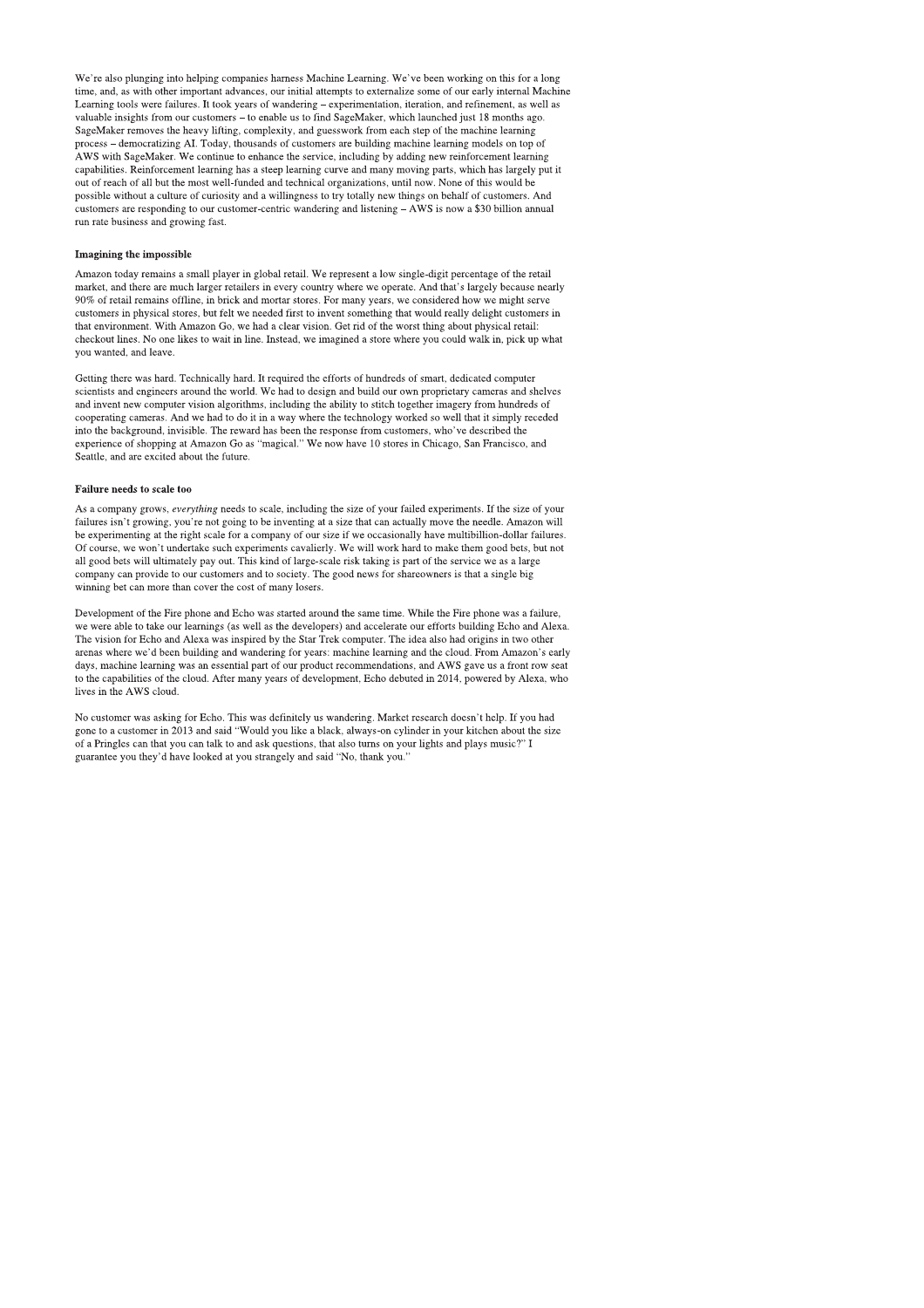We're also plunging into helping companies harness Machine Learning. We've been working on this for a long time, and, as with other important advances, our initial attempts to externalize some of our early internal Machine Learning tools were failures. It took years of wandering – experimentation, iteration, and refinement, as well as valuable insights from our customers – to enable us to find SageMaker, which launched just 18 months ago. SageMaker removes the heavy lifting, complexity, and guesswork from each step of the machine learning process – democratizing AI. Today, thousands of customers are building machine learning models on top of AWS with SageMaker. We continue to enhance the service, including by adding new reinforcement learning capabilities. Reinforcement learning has a steep learning curve and many moving parts, which has largely put it out of reach of all but the most well-funded and technical organizations, until now. None of this would be possible without a culture of curiosity and a willingness to try totally new things on behalf of customers. And customers are responding to our customer-centric wandering and listening – AWS is now a $30 billion annual run rate business and growing fast.

**Imagining the impossible**

Amazon today remains a small player in global retail. We represent a low single-digit percentage of the retail market, and there are much larger retailers in every country where we operate. And that's largely because nearly 90% of retail remains offline, in brick and mortar stores. For many years, we considered how we might serve customers in physical stores, but felt we needed first to invent something that would really delight customers in that environment. With Amazon Go, we had a clear vision. Get rid of the worst thing about physical retail: checkout lines. No one likes to wait in line. Instead, we imagined a store where you could walk in, pick up what you wanted, and leave.

Getting there was hard. Technically hard. It required the efforts of hundreds of smart, dedicated computer scientists and engineers around the world. We had to design and build our own proprietary cameras and shelves and invent new computer vision algorithms, including the ability to stitch together imagery from hundreds of cooperating cameras. And we had to do it in a way where the technology worked so well that it simply receded into the background, invisible. The reward has been the response from customers, who've described the experience of shopping at Amazon Go as "magical." We now have 10 stores in Chicago, San Francisco, and Seattle, and are excited about the future.

**Failure needs to scale too**

As a company grows, *everything* needs to scale, including the size of your failed experiments. If the size of your failures isn't growing, you're not going to be inventing at a size that can actually move the needle. Amazon will be experimenting at the right scale for a company of our size if we occasionally have multibillion-dollar failures. Of course, we won't undertake such experiments cavalierly. We will work hard to make them good bets, but not all good bets will ultimately pay out. This kind of large-scale risk taking is part of the service we as a large company can provide to our customers and to society. The good news for shareowners is that a single big winning bet can more than cover the cost of many losers.

Development of the Fire phone and Echo was started around the same time. While the Fire phone was a failure, we were able to take our learnings (as well as the developers) and accelerate our efforts building Echo and Alexa. The vision for Echo and Alexa was inspired by the Star Trek computer. The idea also had origins in two other arenas where we'd been building and wandering for years: machine learning and the cloud. From Amazon's early days, machine learning was an essential part of our product recommendations, and AWS gave us a front row seat to the capabilities of the cloud. After many years of development, Echo debuted in 2014, powered by Alexa, who lives in the AWS cloud.

No customer was asking for Echo. This was definitely us wandering. Market research doesn't help. If you had gone to a customer in 2013 and said "Would you like a black, always-on cylinder in your kitchen about the size of a Pringles can that you can talk to and ask questions, that also turns on your lights and plays music?" I guarantee you they'd have looked at you strangely and said "No, thank you."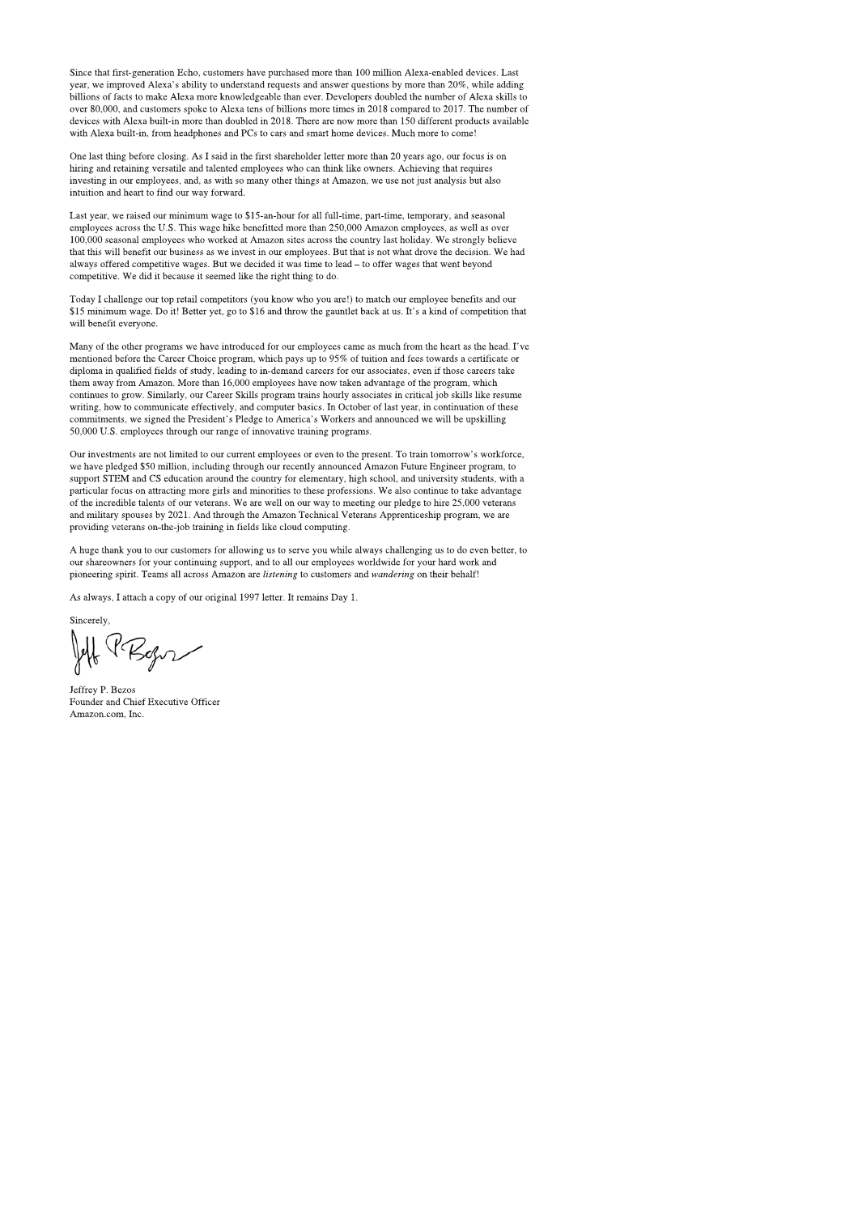Since that first-generation Echo, customers have purchased more than 100 million Alexa-enabled devices. Last year, we improved Alexa's ability to understand requests and answer questions by more than 20%, while adding billions of facts to make Alexa more knowledgeable than ever. Developers doubled the number of Alexa skills to over 80,000, and customers spoke to Alexa tens of billions more times in 2018 compared to 2017. The number of devices with Alexa built-in more than doubled in 2018. There are now more than 150 different products available with Alexa built-in, from headphones and PCs to cars and smart home devices. Much more to come!

One last thing before closing. As I said in the first shareholder letter more than 20 years ago, our focus is on hiring and retaining versatile and talented employees who can think like owners. Achieving that requires investing in our employees, and, as with so many other things at Amazon, we use not just analysis but also intuition and heart to find our way forward.

Last year, we raised our minimum wage to $15-an-hour for all full-time, part-time, temporary, and seasonal employees across the U.S. This wage hike benefitted more than 250,000 Amazon employees, as well as over 100,000 seasonal employees who worked at Amazon sites across the country last holiday. We strongly believe that this will benefit our business as we invest in our employees. But that is not what drove the decision. We had always offered competitive wages. But we decided it was time to lead – to offer wages that went beyond competitive. We did it because it seemed like the right thing to do.

Today I challenge our top retail competitors (you know who you are!) to match our employee benefits and our $15 minimum wage. Do it! Better yet, go to $16 and throw the gauntlet back at us. It's a kind of competition that will benefit everyone.

Many of the other programs we have introduced for our employees came as much from the heart as the head. I've mentioned before the Career Choice program, which pays up to 95% of tuition and fees towards a certificate or diploma in qualified fields of study, leading to in-demand careers for our associates, even if those careers take them away from Amazon. More than 16,000 employees have now taken advantage of the program, which continues to grow. Similarly, our Career Skills program trains hourly associates in critical job skills like resume writing, how to communicate effectively, and computer basics. In October of last year, in continuation of these commitments, we signed the President's Pledge to America's Workers and announced we will be upskilling 50,000 U.S. employees through our range of innovative training programs.

Our investments are not limited to our current employees or even to the present. To train tomorrow's workforce, we have pledged $50 million, including through our recently announced Amazon Future Engineer program, to support STEM and CS education around the country for elementary, high school, and university students, with a particular focus on attracting more girls and minorities to these professions. We also continue to take advantage of the incredible talents of our veterans. We are well on our way to meeting our pledge to hire 25,000 veterans and military spouses by 2021. And through the Amazon Technical Veterans Apprenticeship program, we are providing veterans on-the-job training in fields like cloud computing.

A huge thank you to our customers for allowing us to serve you while always challenging us to do even better, to our shareowners for your continuing support, and to all our employees worldwide for your hard work and pioneering spirit. Teams all across Amazon are *listening* to customers and *wandering* on their behalf!

As always, I attach a copy of our original 1997 letter. It remains Day 1.

Sincerely,

Jeffrey P. Bezos
Founder and Chief Executive Officer
Amazon.com, Inc.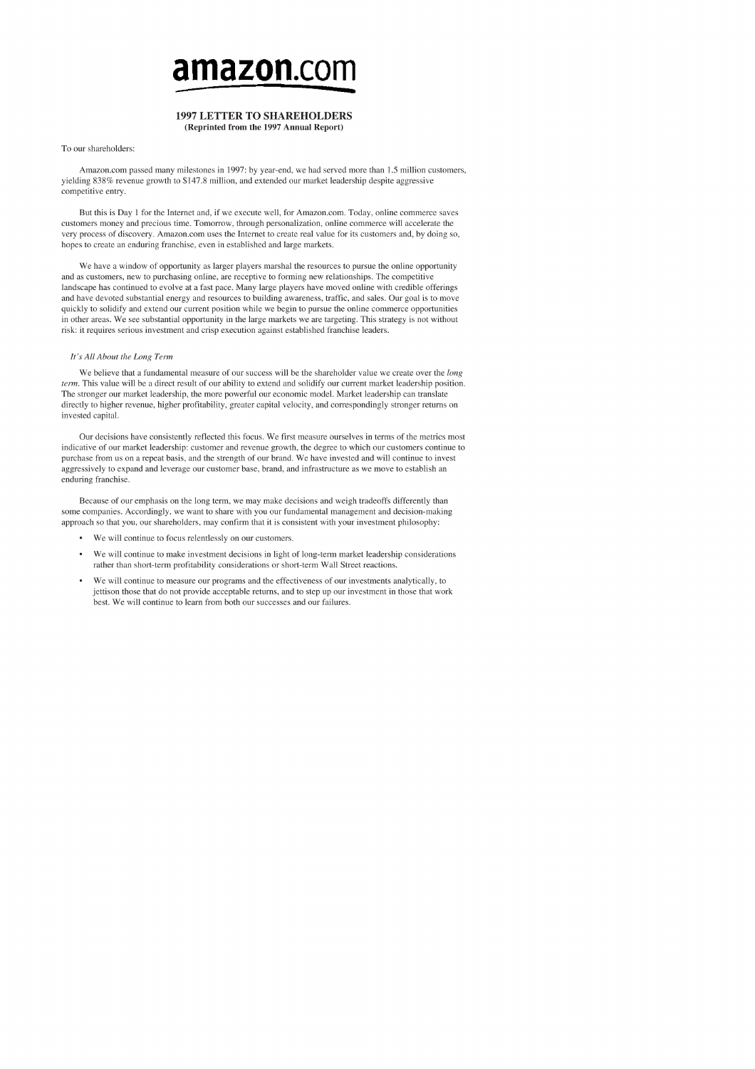# amazon.com

## 1997 LETTER TO SHAREHOLDERS
**(Reprinted from the 1997 Annual Report)**

To our shareholders:

Amazon.com passed many milestones in 1997: by year-end, we had served more than 1.5 million customers, yielding 838% revenue growth to $147.8 million, and extended our market leadership despite aggressive competitive entry.

But this is Day 1 for the Internet and, if we execute well, for Amazon.com. Today, online commerce saves customers money and precious time. Tomorrow, through personalization, online commerce will accelerate the very process of discovery. Amazon.com uses the Internet to create real value for its customers and, by doing so, hopes to create an enduring franchise, even in established and large markets.

We have a window of opportunity as larger players marshal the resources to pursue the online opportunity and as customers, new to purchasing online, are receptive to forming new relationships. The competitive landscape has continued to evolve at a fast pace. Many large players have moved online with credible offerings and have devoted substantial energy and resources to building awareness, traffic, and sales. Our goal is to move quickly to solidify and extend our current position while we begin to pursue the online commerce opportunities in other areas. We see substantial opportunity in the large markets we are targeting. This strategy is not without risk: it requires serious investment and crisp execution against established franchise leaders.

*It's All About the Long Term*

We believe that a fundamental measure of our success will be the shareholder value we create over the *long term*. This value will be a direct result of our ability to extend and solidify our current market leadership position. The stronger our market leadership, the more powerful our economic model. Market leadership can translate directly to higher revenue, higher profitability, greater capital velocity, and correspondingly stronger returns on invested capital.

Our decisions have consistently reflected this focus. We first measure ourselves in terms of the metrics most indicative of our market leadership: customer and revenue growth, the degree to which our customers continue to purchase from us on a repeat basis, and the strength of our brand. We have invested and will continue to invest aggressively to expand and leverage our customer base, brand, and infrastructure as we move to establish an enduring franchise.

Because of our emphasis on the long term, we may make decisions and weigh tradeoffs differently than some companies. Accordingly, we want to share with you our fundamental management and decision-making approach so that you, our shareholders, may confirm that it is consistent with your investment philosophy:

- We will continue to focus relentlessly on our customers.
- We will continue to make investment decisions in light of long-term market leadership considerations rather than short-term profitability considerations or short-term Wall Street reactions.
- We will continue to measure our programs and the effectiveness of our investments analytically, to jettison those that do not provide acceptable returns, and to step up our investment in those that work best. We will continue to learn from both our successes and our failures.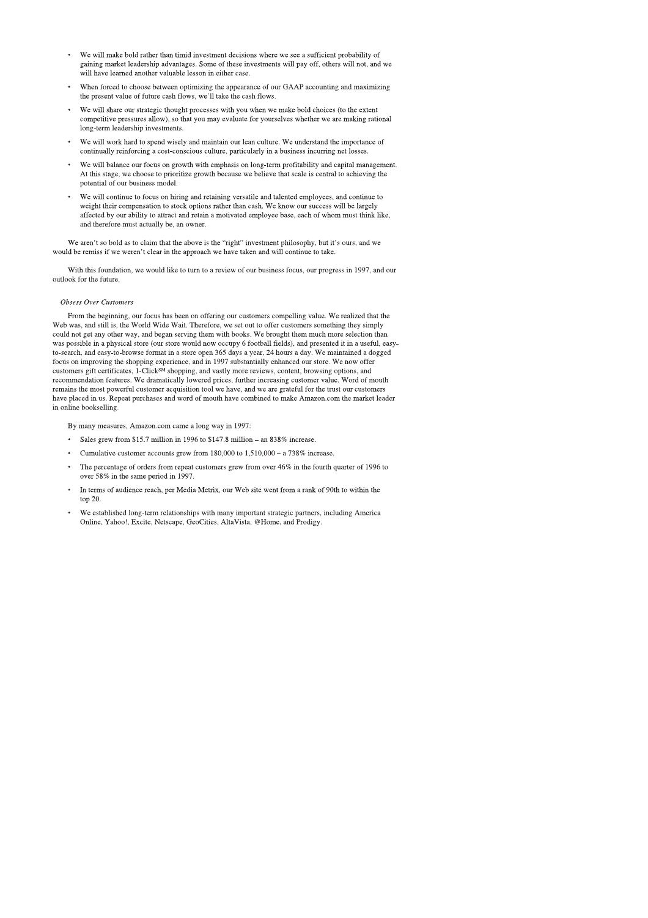- We will make bold rather than timid investment decisions where we see a sufficient probability of gaining market leadership advantages. Some of these investments will pay off, others will not, and we will have learned another valuable lesson in either case.
- When forced to choose between optimizing the appearance of our GAAP accounting and maximizing the present value of future cash flows, we'll take the cash flows.
- We will share our strategic thought processes with you when we make bold choices (to the extent competitive pressures allow), so that you may evaluate for yourselves whether we are making rational long-term leadership investments.
- We will work hard to spend wisely and maintain our lean culture. We understand the importance of continually reinforcing a cost-conscious culture, particularly in a business incurring net losses.
- We will balance our focus on growth with emphasis on long-term profitability and capital management. At this stage, we choose to prioritize growth because we believe that scale is central to achieving the potential of our business model.
- We will continue to focus on hiring and retaining versatile and talented employees, and continue to weight their compensation to stock options rather than cash. We know our success will be largely affected by our ability to attract and retain a motivated employee base, each of whom must think like, and therefore must actually be, an owner.

We aren't so bold as to claim that the above is the "right" investment philosophy, but it's ours, and we would be remiss if we weren't clear in the approach we have taken and will continue to take.

With this foundation, we would like to turn to a review of our business focus, our progress in 1997, and our outlook for the future.

*Obsess Over Customers*

From the beginning, our focus has been on offering our customers compelling value. We realized that the Web was, and still is, the World Wide Wait. Therefore, we set out to offer customers something they simply could not get any other way, and began serving them with books. We brought them much more selection than was possible in a physical store (our store would now occupy 6 football fields), and presented it in a useful, easy-to-search, and easy-to-browse format in a store open 365 days a year, 24 hours a day. We maintained a dogged focus on improving the shopping experience, and in 1997 substantially enhanced our store. We now offer customers gift certificates, 1-Click[SM] shopping, and vastly more reviews, content, browsing options, and recommendation features. We dramatically lowered prices, further increasing customer value. Word of mouth remains the most powerful customer acquisition tool we have, and we are grateful for the trust our customers have placed in us. Repeat purchases and word of mouth have combined to make Amazon.com the market leader in online bookselling.

By many measures, Amazon.com came a long way in 1997:

- Sales grew from $15.7 million in 1996 to $147.8 million – an 838% increase.
- Cumulative customer accounts grew from 180,000 to 1,510,000 – a 738% increase.
- The percentage of orders from repeat customers grew from over 46% in the fourth quarter of 1996 to over 58% in the same period in 1997.
- In terms of audience reach, per Media Metrix, our Web site went from a rank of 90th to within the top 20.
- We established long-term relationships with many important strategic partners, including America Online, Yahoo!, Excite, Netscape, GeoCities, AltaVista, @Home, and Prodigy.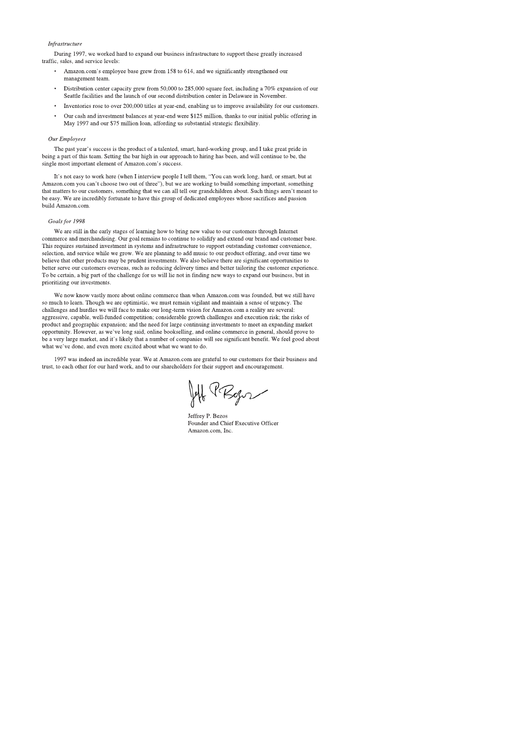*Infrastructure*

During 1997, we worked hard to expand our business infrastructure to support these greatly increased traffic, sales, and service levels:

- Amazon.com's employee base grew from 158 to 614, and we significantly strengthened our management team.
- Distribution center capacity grew from 50,000 to 285,000 square feet, including a 70% expansion of our Seattle facilities and the launch of our second distribution center in Delaware in November.
- Inventories rose to over 200,000 titles at year-end, enabling us to improve availability for our customers.
- Our cash and investment balances at year-end were $125 million, thanks to our initial public offering in May 1997 and our $75 million loan, affording us substantial strategic flexibility.

*Our Employees*

The past year's success is the product of a talented, smart, hard-working group, and I take great pride in being a part of this team. Setting the bar high in our approach to hiring has been, and will continue to be, the single most important element of Amazon.com's success.

It's not easy to work here (when I interview people I tell them, "You can work long, hard, or smart, but at Amazon.com you can't choose two out of three"), but we are working to build something important, something that matters to our customers, something that we can all tell our grandchildren about. Such things aren't meant to be easy. We are incredibly fortunate to have this group of dedicated employees whose sacrifices and passion build Amazon.com.

*Goals for 1998*

We are still in the early stages of learning how to bring new value to our customers through Internet commerce and merchandising. Our goal remains to continue to solidify and extend our brand and customer base. This requires sustained investment in systems and infrastructure to support outstanding customer convenience, selection, and service while we grow. We are planning to add music to our product offering, and over time we believe that other products may be prudent investments. We also believe there are significant opportunities to better serve our customers overseas, such as reducing delivery times and better tailoring the customer experience. To be certain, a big part of the challenge for us will lie not in finding new ways to expand our business, but in prioritizing our investments.

We now know vastly more about online commerce than when Amazon.com was founded, but we still have so much to learn. Though we are optimistic, we must remain vigilant and maintain a sense of urgency. The challenges and hurdles we will face to make our long-term vision for Amazon.com a reality are several: aggressive, capable, well-funded competition; considerable growth challenges and execution risk; the risks of product and geographic expansion; and the need for large continuing investments to meet an expanding market opportunity. However, as we've long said, online bookselling, and online commerce in general, should prove to be a very large market, and it's likely that a number of companies will see significant benefit. We feel good about what we've done, and even more excited about what we want to do.

1997 was indeed an incredible year. We at Amazon.com are grateful to our customers for their business and trust, to each other for our hard work, and to our shareholders for their support and encouragement.

Jeffrey P. Bezos
Founder and Chief Executive Officer
Amazon.com, Inc.